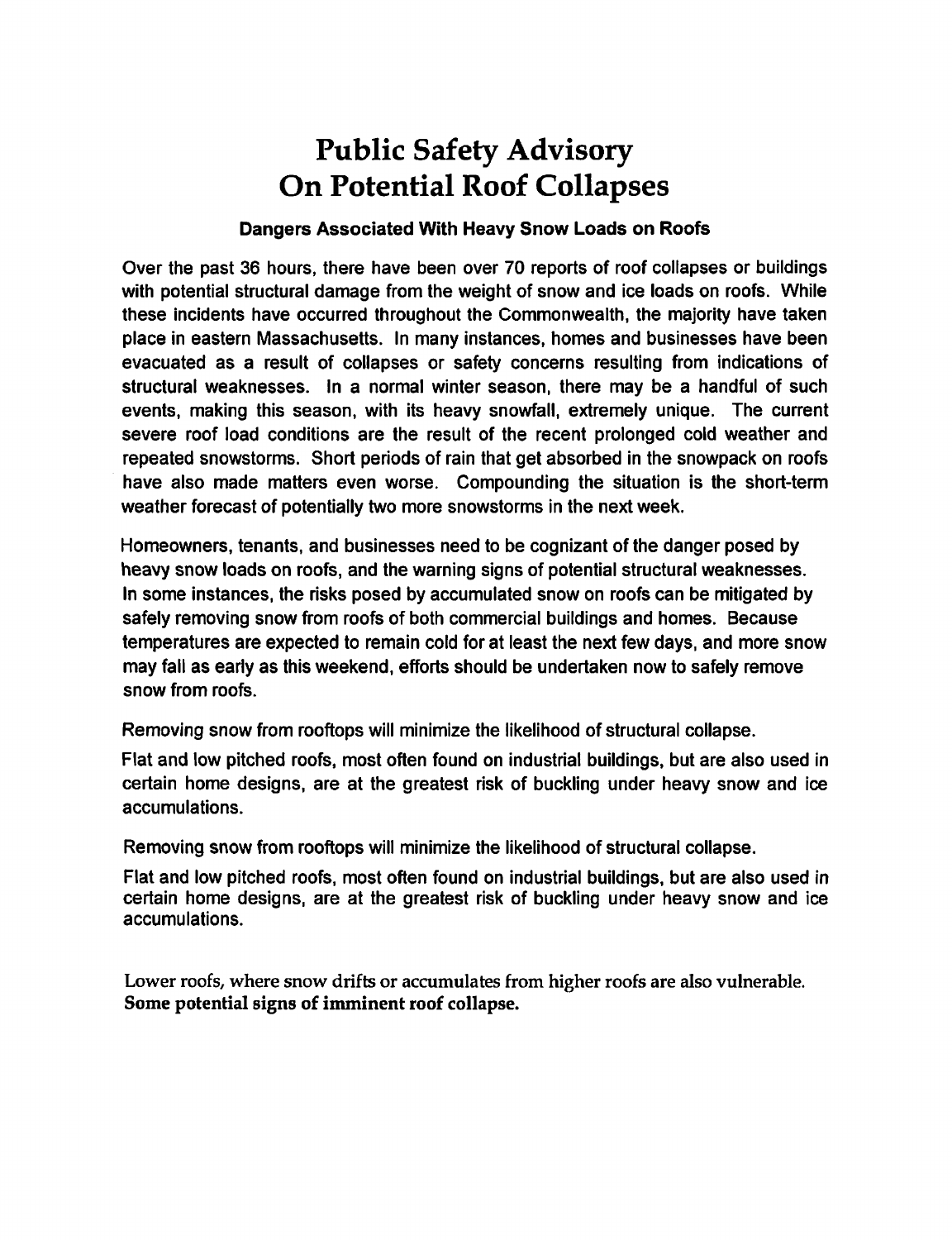# Public Safety Advisory On Potential Roof Collapses

### Dangers Associated With Heavy Snow Loads on Roofs

Over the past 36 hours, there have been over 70 reports of roof collapses or buildings with potential structural damage from the weight of snow and ice loads on roofs. While these incidents have occurred throughout the Commonwealth, the majority have taken place in eastern Massachusetts. In many instances, homes and businesses have been evacuated as a result of collapses or safety concerns resulting from indications of structural weaknesses. In a normal winter season, there may be a handful of such events, making this season, with its heavy snowfall, extremely unique. The current severe roof load conditions are the result of the recent prolonged cold weather and repeated snowstorms. Short periods of rain that get absorbed in the snowpack on roofs have also made matters even worse. Compounding the situation is the short-term weather forecast of potentially two more snowstorms in the next week.

Homeowners, tenants, and businesses need to be cognizant of the danger posed by heavy snow loads on roofs, and the warning signs of potential structural weaknesses. In some instances, the risks posed by accumulated snow on roofs can be mitigated by safely removing snow from roofs of both commercial buildings and homes. Because temperatures are expected to remain cold for at least the next few days, and more snow may fall as early as this weekend, efforts should be undertaken now to safely remove snow from roofs.

Removing snow from rooftops will minimize the likelihood of structural collapse.

Flat and low pitched roofs, most often found on industrial buildings, but are also used in certain home designs, are at the greatest risk of buckling under heavy snow and ice accumulations.

Removing snow from rooftops will minimize the likelihood of structural collapse.

Flat and low pitched roofs, most often found on industrial buildings, but are also used in certain home designs, are at the greatest risk of buckling under heavy snow and ice accumulations.

Lower roofs, where snow drifts or accumulates from higher roofs are also vulnerable.
**Some potential signs of imminent roof collapse.**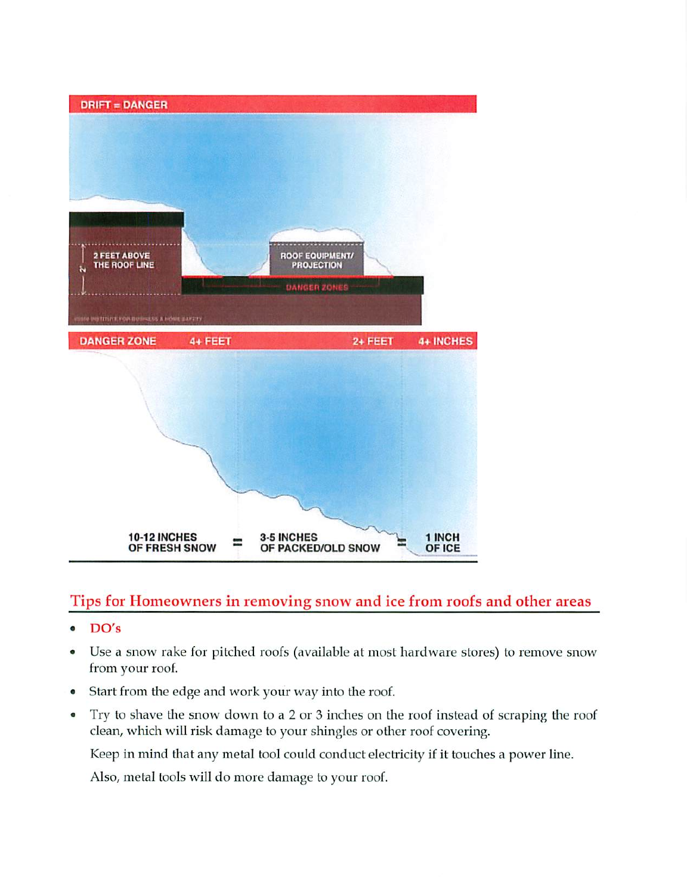DRIFT = DANGER

2 FEET ABOVE THE ROOF LINE

ROOF EQUIPMENT/ PROJECTION

DANGER ZONES

| DANGER ZONE | 4+ FEET | 2+ FEET | 4+ INCHES |
|---|---|---|---|

10-12 INCHES OF FRESH SNOW = 3-5 INCHES OF PACKED/OLD SNOW = 1 INCH OF ICE

## Tips for Homeowners in removing snow and ice from roofs and other areas

- **DO's**
- Use a snow rake for pitched roofs (available at most hardware stores) to remove snow from your roof.
- Start from the edge and work your way into the roof.
- Try to shave the snow down to a 2 or 3 inches on the roof instead of scraping the roof clean, which will risk damage to your shingles or other roof covering.

  Keep in mind that any metal tool could conduct electricity if it touches a power line.

  Also, metal tools will do more damage to your roof.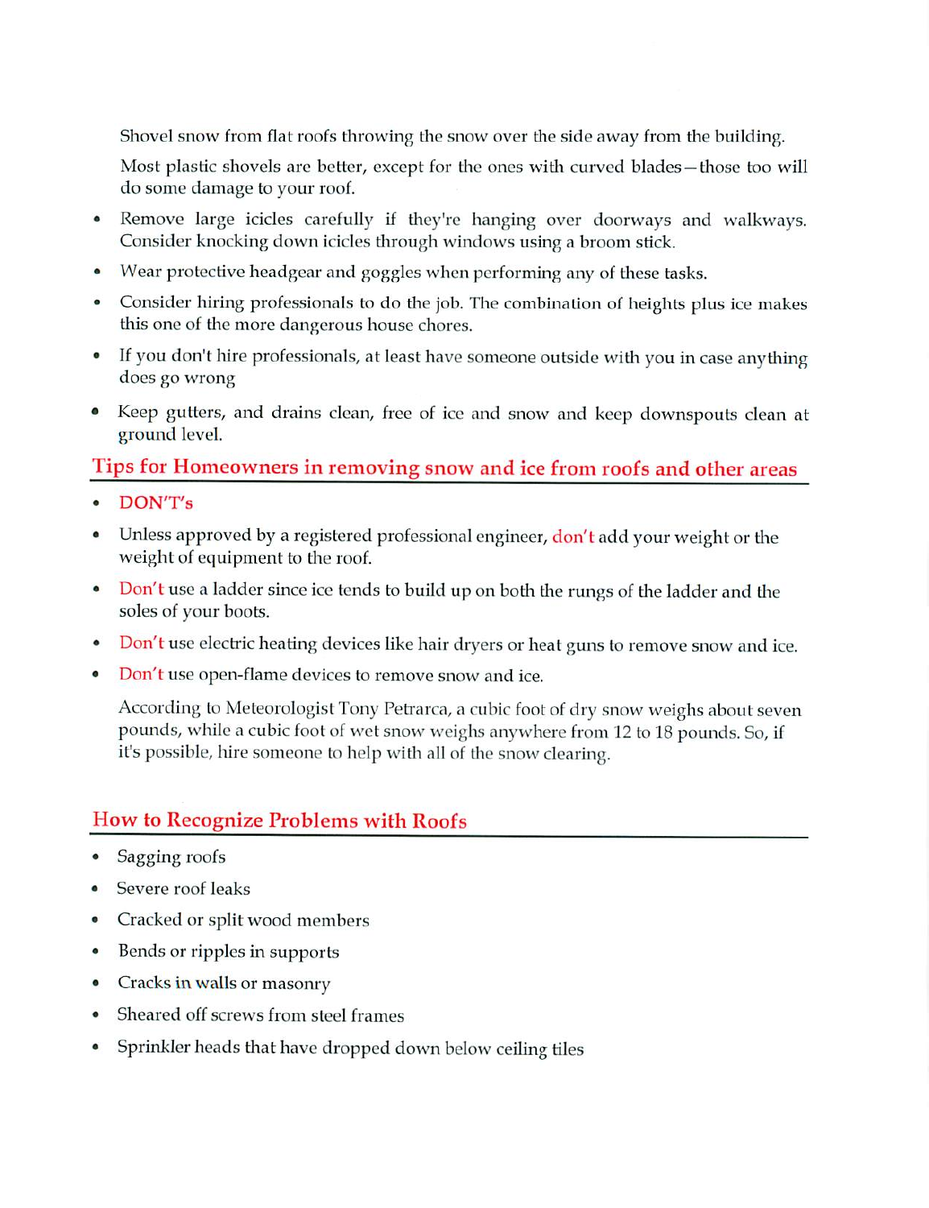Shovel snow from flat roofs throwing the snow over the side away from the building.

Most plastic shovels are better, except for the ones with curved blades—those too will do some damage to your roof.

- Remove large icicles carefully if they're hanging over doorways and walkways. Consider knocking down icicles through windows using a broom stick.
- Wear protective headgear and goggles when performing any of these tasks.
- Consider hiring professionals to do the job. The combination of heights plus ice makes this one of the more dangerous house chores.
- If you don't hire professionals, at least have someone outside with you in case anything does go wrong
- Keep gutters, and drains clean, free of ice and snow and keep downspouts clean at ground level.

## Tips for Homeowners in removing snow and ice from roofs and other areas

- DON'T's
- Unless approved by a registered professional engineer, don't add your weight or the weight of equipment to the roof.
- Don't use a ladder since ice tends to build up on both the rungs of the ladder and the soles of your boots.
- Don't use electric heating devices like hair dryers or heat guns to remove snow and ice.
- Don't use open-flame devices to remove snow and ice.

According to Meteorologist Tony Petrarca, a cubic foot of dry snow weighs about seven pounds, while a cubic foot of wet snow weighs anywhere from 12 to 18 pounds. So, if it's possible, hire someone to help with all of the snow clearing.

## How to Recognize Problems with Roofs

- Sagging roofs
- Severe roof leaks
- Cracked or split wood members
- Bends or ripples in supports
- Cracks in walls or masonry
- Sheared off screws from steel frames
- Sprinkler heads that have dropped down below ceiling tiles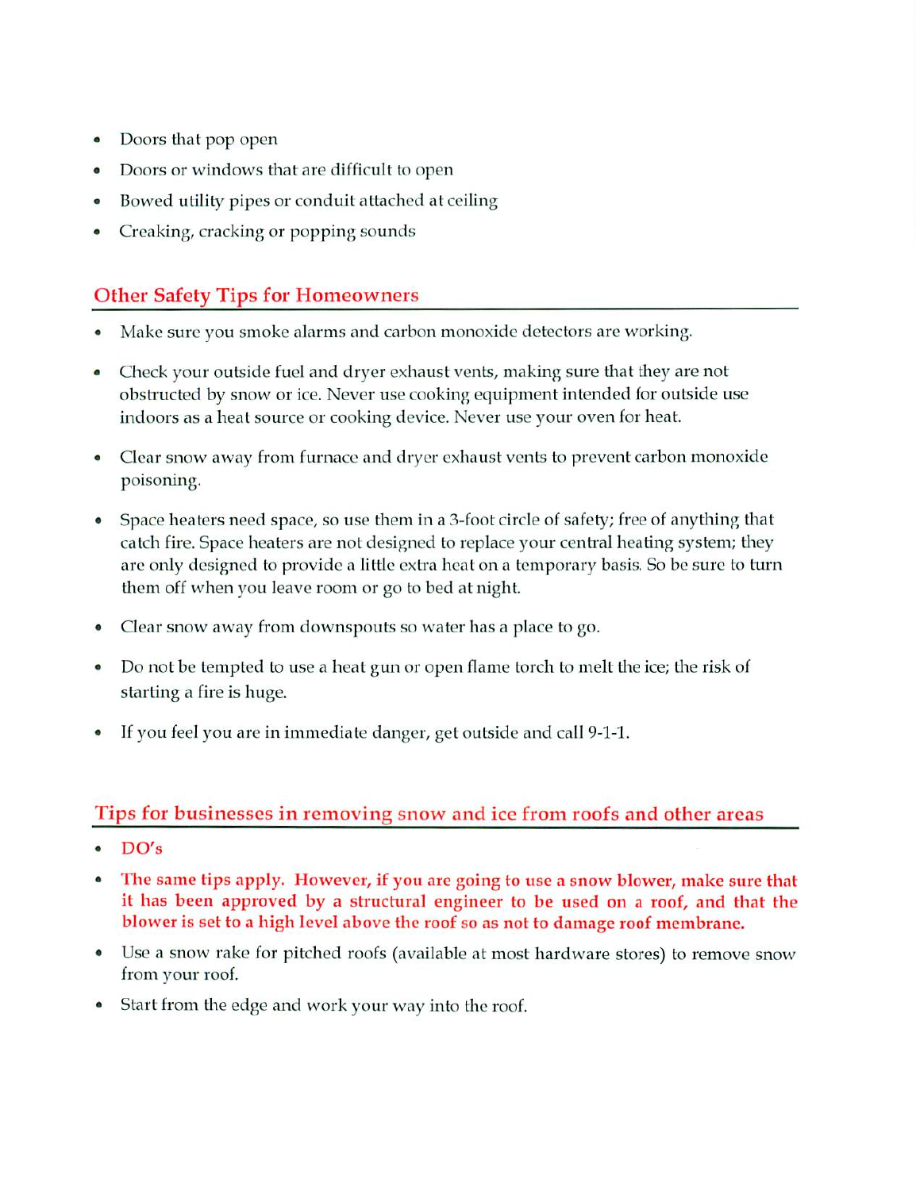- Doors that pop open
- Doors or windows that are difficult to open
- Bowed utility pipes or conduit attached at ceiling
- Creaking, cracking or popping sounds

## Other Safety Tips for Homeowners

- Make sure you smoke alarms and carbon monoxide detectors are working.
- Check your outside fuel and dryer exhaust vents, making sure that they are not obstructed by snow or ice. Never use cooking equipment intended for outside use indoors as a heat source or cooking device. Never use your oven for heat.
- Clear snow away from furnace and dryer exhaust vents to prevent carbon monoxide poisoning.
- Space heaters need space, so use them in a 3-foot circle of safety; free of anything that catch fire. Space heaters are not designed to replace your central heating system; they are only designed to provide a little extra heat on a temporary basis. So be sure to turn them off when you leave room or go to bed at night.
- Clear snow away from downspouts so water has a place to go.
- Do not be tempted to use a heat gun or open flame torch to melt the ice; the risk of starting a fire is huge.
- If you feel you are in immediate danger, get outside and call 9-1-1.

## Tips for businesses in removing snow and ice from roofs and other areas

- **DO's**
- **The same tips apply. However, if you are going to use a snow blower, make sure that it has been approved by a structural engineer to be used on a roof, and that the blower is set to a high level above the roof so as not to damage roof membrane.**
- Use a snow rake for pitched roofs (available at most hardware stores) to remove snow from your roof.
- Start from the edge and work your way into the roof.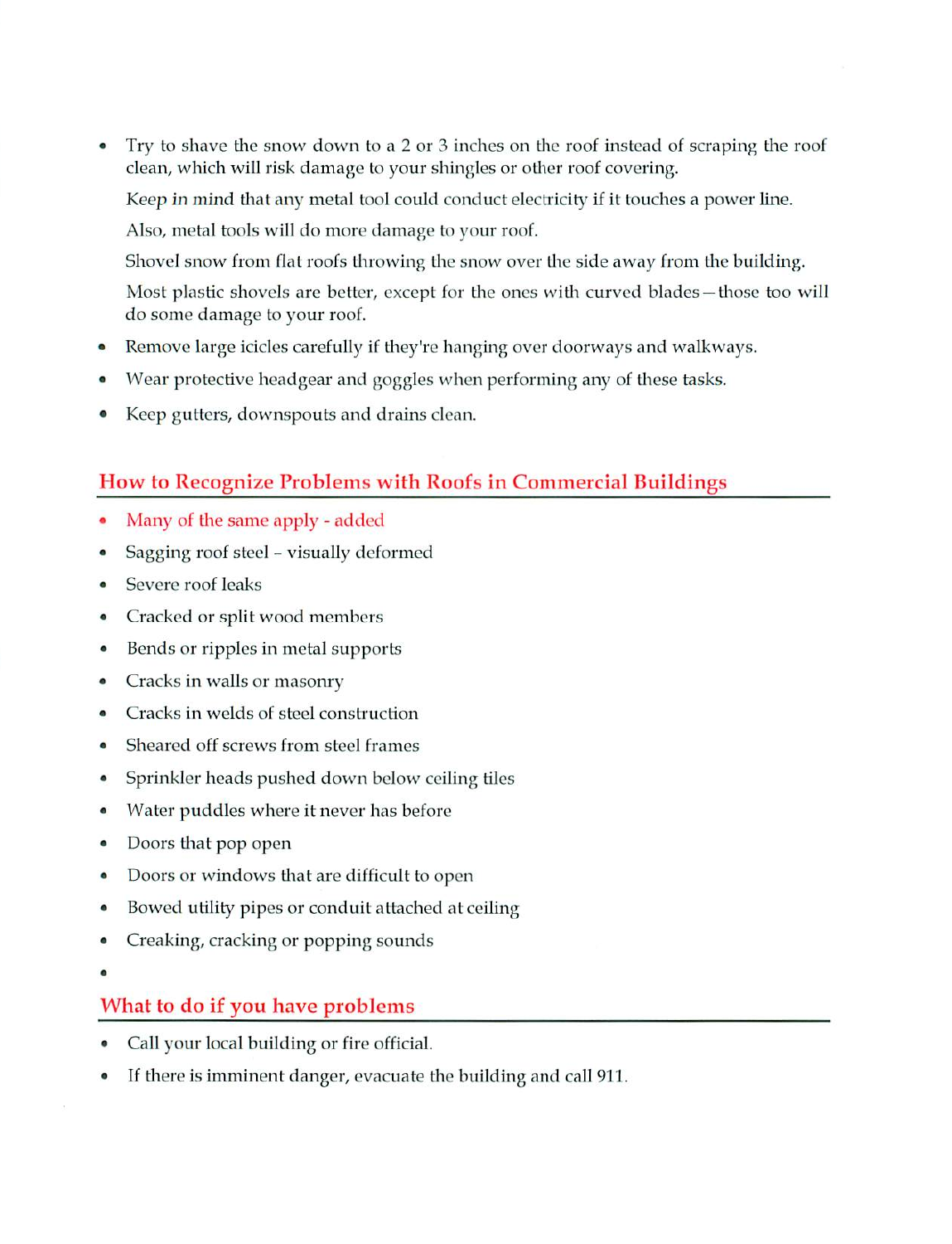- Try to shave the snow down to a 2 or 3 inches on the roof instead of scraping the roof clean, which will risk damage to your shingles or other roof covering.

  Keep in mind that any metal tool could conduct electricity if it touches a power line.

  Also, metal tools will do more damage to your roof.

  Shovel snow from flat roofs throwing the snow over the side away from the building.

  Most plastic shovels are better, except for the ones with curved blades—those too will do some damage to your roof.

- Remove large icicles carefully if they're hanging over doorways and walkways.
- Wear protective headgear and goggles when performing any of these tasks.
- Keep gutters, downspouts and drains clean.

## How to Recognize Problems with Roofs in Commercial Buildings

- Many of the same apply - added
- Sagging roof steel – visually deformed
- Severe roof leaks
- Cracked or split wood members
- Bends or ripples in metal supports
- Cracks in walls or masonry
- Cracks in welds of steel construction
- Sheared off screws from steel frames
- Sprinkler heads pushed down below ceiling tiles
- Water puddles where it never has before
- Doors that pop open
- Doors or windows that are difficult to open
- Bowed utility pipes or conduit attached at ceiling
- Creaking, cracking or popping sounds

## What to do if you have problems

- Call your local building or fire official.
- If there is imminent danger, evacuate the building and call 911.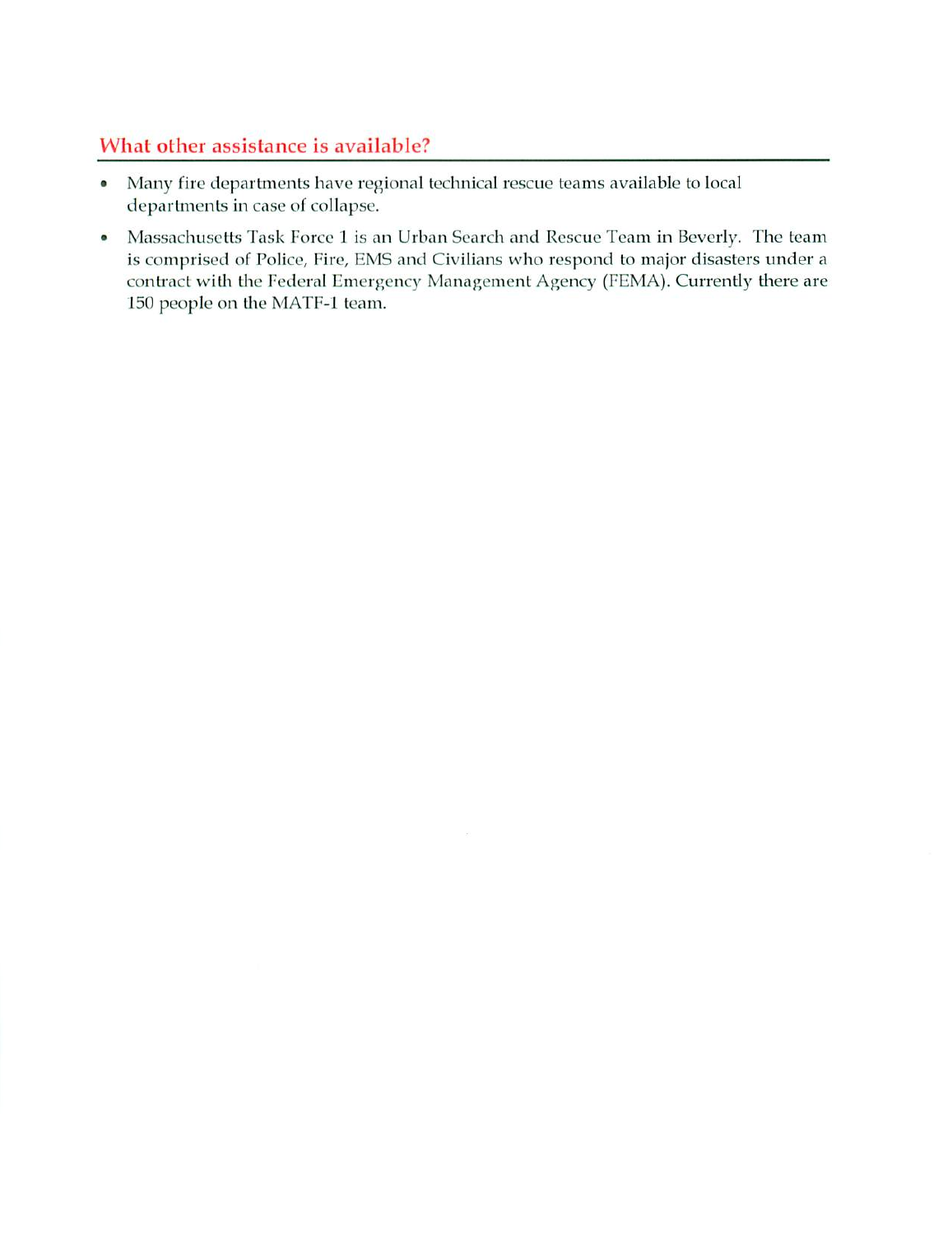## What other assistance is available?

- Many fire departments have regional technical rescue teams available to local departments in case of collapse.
- Massachusetts Task Force 1 is an Urban Search and Rescue Team in Beverly. The team is comprised of Police, Fire, EMS and Civilians who respond to major disasters under a contract with the Federal Emergency Management Agency (FEMA). Currently there are 150 people on the MATF-1 team.